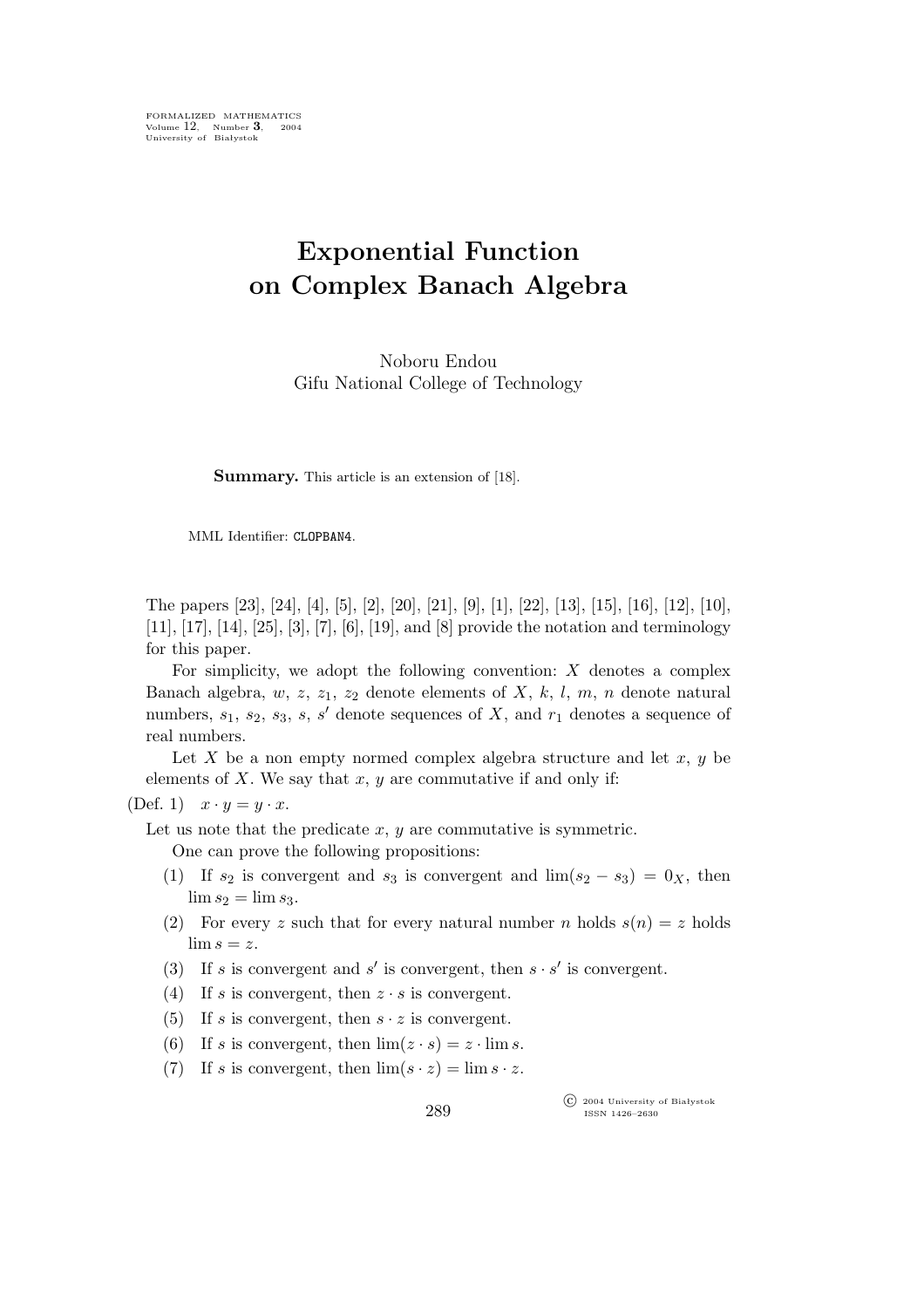FORMALIZED MATHEMATICS
Volume 12, Number 3, 2004
University of Białystok

# Exponential Function on Complex Banach Algebra

Noboru Endou
Gifu National College of Technology

**Summary.** This article is an extension of [18].

MML Identifier: CLOPBAN4.

The papers [23], [24], [4], [5], [2], [20], [21], [9], [1], [22], [13], [15], [16], [12], [10], [11], [17], [14], [25], [3], [7], [6], [19], and [8] provide the notation and terminology for this paper.

For simplicity, we adopt the following convention: $X$ denotes a complex Banach algebra, $w$, $z$, $z_1$, $z_2$ denote elements of $X$, $k$, $l$, $m$, $n$ denote natural numbers, $s_1$, $s_2$, $s_3$, $s$, $s'$ denote sequences of $X$, and $r_1$ denotes a sequence of real numbers.

Let $X$ be a non empty normed complex algebra structure and let $x$, $y$ be elements of $X$. We say that $x$, $y$ are commutative if and only if:

(Def. 1) $x \cdot y = y \cdot x$.

Let us note that the predicate $x$, $y$ are commutative is symmetric.

One can prove the following propositions:

(1) If $s_2$ is convergent and $s_3$ is convergent and $\lim(s_2 - s_3) = 0_X$, then $\lim s_2 = \lim s_3$.

(2) For every $z$ such that for every natural number $n$ holds $s(n) = z$ holds $\lim s = z$.

(3) If $s$ is convergent and $s'$ is convergent, then $s \cdot s'$ is convergent.

(4) If $s$ is convergent, then $z \cdot s$ is convergent.

(5) If $s$ is convergent, then $s \cdot z$ is convergent.

(6) If $s$ is convergent, then $\lim(z \cdot s) = z \cdot \lim s$.

(7) If $s$ is convergent, then $\lim(s \cdot z) = \lim s \cdot z$.

© 2004 University of Białystok
ISSN 1426–2630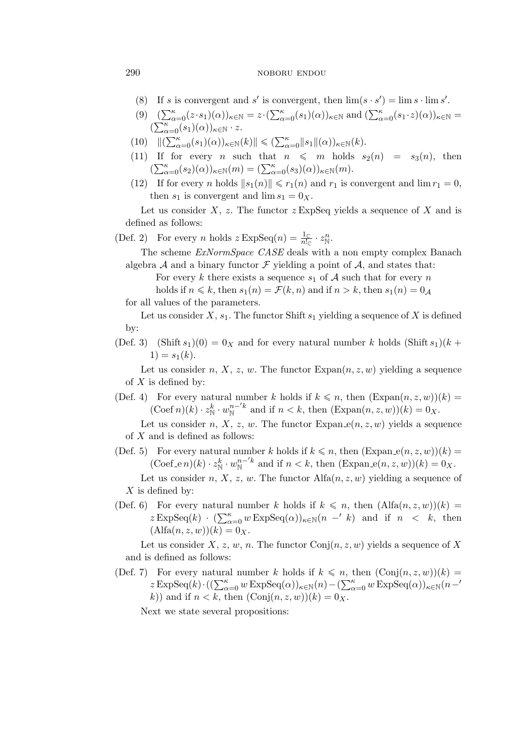(8) If $s$ is convergent and $s'$ is convergent, then $\lim(s \cdot s') = \lim s \cdot \lim s'$.

(9) $(\sum_{\alpha=0}^{\kappa}(z \cdot s_1)(\alpha))_{\kappa \in \mathbb{N}} = z \cdot (\sum_{\alpha=0}^{\kappa}(s_1)(\alpha))_{\kappa \in \mathbb{N}}$ and $(\sum_{\alpha=0}^{\kappa}(s_1 \cdot z)(\alpha))_{\kappa \in \mathbb{N}} = (\sum_{\alpha=0}^{\kappa}(s_1)(\alpha))_{\kappa \in \mathbb{N}} \cdot z$.

(10) $\|(\sum_{\alpha=0}^{\kappa}(s_1)(\alpha))_{\kappa \in \mathbb{N}}(k)\| \leqslant (\sum_{\alpha=0}^{\kappa}\|s_1\|(\alpha))_{\kappa \in \mathbb{N}}(k)$.

(11) If for every $n$ such that $n \leqslant m$ holds $s_2(n) = s_3(n)$, then $(\sum_{\alpha=0}^{\kappa}(s_2)(\alpha))_{\kappa \in \mathbb{N}}(m) = (\sum_{\alpha=0}^{\kappa}(s_3)(\alpha))_{\kappa \in \mathbb{N}}(m)$.

(12) If for every $n$ holds $\|s_1(n)\| \leqslant r_1(n)$ and $r_1$ is convergent and $\lim r_1 = 0$, then $s_1$ is convergent and $\lim s_1 = 0_X$.

Let us consider $X$, $z$. The functor $z\,\mathrm{ExpSeq}$ yields a sequence of $X$ and is defined as follows:

(Def. 2) For every $n$ holds $z\,\mathrm{ExpSeq}(n) = \frac{1_{\mathbb{C}}}{n!_{\mathbb{C}}} \cdot z_{\mathbb{N}}^{n}$.

The scheme *ExNormSpace CASE* deals with a non empty complex Banach algebra $\mathcal{A}$ and a binary functor $\mathcal{F}$ yielding a point of $\mathcal{A}$, and states that:

For every $k$ there exists a sequence $s_1$ of $\mathcal{A}$ such that for every $n$ holds if $n \leqslant k$, then $s_1(n) = \mathcal{F}(k, n)$ and if $n > k$, then $s_1(n) = 0_{\mathcal{A}}$

for all values of the parameters.

Let us consider $X$, $s_1$. The functor $\mathrm{Shift}\, s_1$ yielding a sequence of $X$ is defined by:

(Def. 3) $(\mathrm{Shift}\, s_1)(0) = 0_X$ and for every natural number $k$ holds $(\mathrm{Shift}\, s_1)(k + 1) = s_1(k)$.

Let us consider $n$, $X$, $z$, $w$. The functor $\mathrm{Expan}(n, z, w)$ yielding a sequence of $X$ is defined by:

(Def. 4) For every natural number $k$ holds if $k \leqslant n$, then $(\mathrm{Expan}(n, z, w))(k) = (\mathrm{Coef}\, n)(k) \cdot z_{\mathbb{N}}^{k} \cdot w_{\mathbb{N}}^{n -' k}$ and if $n < k$, then $(\mathrm{Expan}(n, z, w))(k) = 0_X$.

Let us consider $n$, $X$, $z$, $w$. The functor $\mathrm{Expan\_e}(n, z, w)$ yields a sequence of $X$ and is defined as follows:

(Def. 5) For every natural number $k$ holds if $k \leqslant n$, then $(\mathrm{Expan\_e}(n, z, w))(k) = (\mathrm{Coef\_e}\, n)(k) \cdot z_{\mathbb{N}}^{k} \cdot w_{\mathbb{N}}^{n -' k}$ and if $n < k$, then $(\mathrm{Expan\_e}(n, z, w))(k) = 0_X$.

Let us consider $n$, $X$, $z$, $w$. The functor $\mathrm{Alfa}(n, z, w)$ yielding a sequence of $X$ is defined by:

(Def. 6) For every natural number $k$ holds if $k \leqslant n$, then $(\mathrm{Alfa}(n, z, w))(k) = z\,\mathrm{ExpSeq}(k) \cdot (\sum_{\alpha=0}^{\kappa} w\,\mathrm{ExpSeq}(\alpha))_{\kappa \in \mathbb{N}}(n -' k)$ and if $n < k$, then $(\mathrm{Alfa}(n, z, w))(k) = 0_X$.

Let us consider $X$, $z$, $w$, $n$. The functor $\mathrm{Conj}(n, z, w)$ yields a sequence of $X$ and is defined as follows:

(Def. 7) For every natural number $k$ holds if $k \leqslant n$, then $(\mathrm{Conj}(n, z, w))(k) = z\,\mathrm{ExpSeq}(k) \cdot ((\sum_{\alpha=0}^{\kappa} w\,\mathrm{ExpSeq}(\alpha))_{\kappa \in \mathbb{N}}(n) - (\sum_{\alpha=0}^{\kappa} w\,\mathrm{ExpSeq}(\alpha))_{\kappa \in \mathbb{N}}(n -' k))$ and if $n < k$, then $(\mathrm{Conj}(n, z, w))(k) = 0_X$.

Next we state several propositions: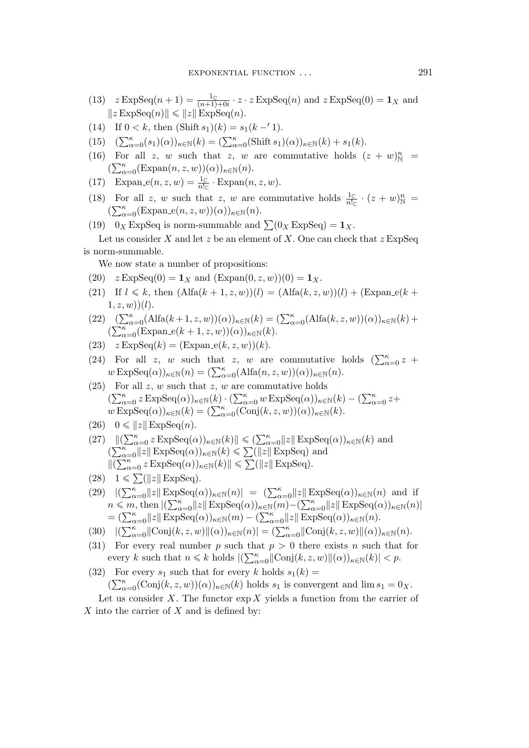(13) $z\,\mathrm{ExpSeq}(n+1) = \frac{1_{\mathbb{C}}}{(n+1)+0i} \cdot z \cdot z\,\mathrm{ExpSeq}(n)$ and $z\,\mathrm{ExpSeq}(0) = \mathbf{1}_X$ and $\|z\,\mathrm{ExpSeq}(n)\| \leqslant \|z\|\,\mathrm{ExpSeq}(n)$.

(14) If $0 < k$, then $(\mathrm{Shift}\, s_1)(k) = s_1(k -' 1)$.

(15) $(\sum_{\alpha=0}^{\kappa}(s_1)(\alpha))_{\kappa\in\mathbb{N}}(k) = (\sum_{\alpha=0}^{\kappa}(\mathrm{Shift}\, s_1)(\alpha))_{\kappa\in\mathbb{N}}(k) + s_1(k)$.

(16) For all $z$, $w$ such that $z$, $w$ are commutative holds $(z+w)_{\mathbb{N}}^{n} = (\sum_{\alpha=0}^{\kappa}(\mathrm{Expan}(n,z,w))(\alpha))_{\kappa\in\mathbb{N}}(n)$.

(17) $\mathrm{Expan\_e}(n,z,w) = \frac{1_{\mathbb{C}}}{n!_{\mathbb{C}}} \cdot \mathrm{Expan}(n,z,w)$.

(18) For all $z$, $w$ such that $z$, $w$ are commutative holds $\frac{1_{\mathbb{C}}}{n!_{\mathbb{C}}} \cdot (z+w)_{\mathbb{N}}^{n} = (\sum_{\alpha=0}^{\kappa}(\mathrm{Expan\_e}(n,z,w))(\alpha))_{\kappa\in\mathbb{N}}(n)$.

(19) $0_X\,\mathrm{ExpSeq}$ is norm-summable and $\sum(0_X\,\mathrm{ExpSeq}) = \mathbf{1}_X$.

Let us consider $X$ and let $z$ be an element of $X$. One can check that $z\,\mathrm{ExpSeq}$ is norm-summable.

We now state a number of propositions:

(20) $z\,\mathrm{ExpSeq}(0) = \mathbf{1}_X$ and $(\mathrm{Expan}(0,z,w))(0) = \mathbf{1}_X$.

(21) If $l \leqslant k$, then $(\mathrm{Alfa}(k+1,z,w))(l) = (\mathrm{Alfa}(k,z,w))(l) + (\mathrm{Expan\_e}(k+1,z,w))(l)$.

(22) $(\sum_{\alpha=0}^{\kappa}(\mathrm{Alfa}(k+1,z,w))(\alpha))_{\kappa\in\mathbb{N}}(k) = (\sum_{\alpha=0}^{\kappa}(\mathrm{Alfa}(k,z,w))(\alpha))_{\kappa\in\mathbb{N}}(k) + (\sum_{\alpha=0}^{\kappa}(\mathrm{Expan\_e}(k+1,z,w))(\alpha))_{\kappa\in\mathbb{N}}(k)$.

(23) $z\,\mathrm{ExpSeq}(k) = (\mathrm{Expan\_e}(k,z,w))(k)$.

(24) For all $z$, $w$ such that $z$, $w$ are commutative holds $(\sum_{\alpha=0}^{\kappa} z + w\,\mathrm{ExpSeq}(\alpha))_{\kappa\in\mathbb{N}}(n) = (\sum_{\alpha=0}^{\kappa}(\mathrm{Alfa}(n,z,w))(\alpha))_{\kappa\in\mathbb{N}}(n)$.

(25) For all $z$, $w$ such that $z$, $w$ are commutative holds $(\sum_{\alpha=0}^{\kappa} z\,\mathrm{ExpSeq}(\alpha))_{\kappa\in\mathbb{N}}(k) \cdot (\sum_{\alpha=0}^{\kappa} w\,\mathrm{ExpSeq}(\alpha))_{\kappa\in\mathbb{N}}(k) - (\sum_{\alpha=0}^{\kappa} z + w\,\mathrm{ExpSeq}(\alpha))_{\kappa\in\mathbb{N}}(k) = (\sum_{\alpha=0}^{\kappa}(\mathrm{Conj}(k,z,w))(\alpha))_{\kappa\in\mathbb{N}}(k)$.

(26) $0 \leqslant \|z\|\,\mathrm{ExpSeq}(n)$.

(27) $\|(\sum_{\alpha=0}^{\kappa} z\,\mathrm{ExpSeq}(\alpha))_{\kappa\in\mathbb{N}}(k)\| \leqslant (\sum_{\alpha=0}^{\kappa}\|z\|\,\mathrm{ExpSeq}(\alpha))_{\kappa\in\mathbb{N}}(k)$ and $(\sum_{\alpha=0}^{\kappa}\|z\|\,\mathrm{ExpSeq}(\alpha))_{\kappa\in\mathbb{N}}(k) \leqslant \sum(\|z\|\,\mathrm{ExpSeq})$ and $\|(\sum_{\alpha=0}^{\kappa} z\,\mathrm{ExpSeq}(\alpha))_{\kappa\in\mathbb{N}}(k)\| \leqslant \sum(\|z\|\,\mathrm{ExpSeq})$.

(28) $1 \leqslant \sum(\|z\|\,\mathrm{ExpSeq})$.

(29) $|(\sum_{\alpha=0}^{\kappa}\|z\|\,\mathrm{ExpSeq}(\alpha))_{\kappa\in\mathbb{N}}(n)| = (\sum_{\alpha=0}^{\kappa}\|z\|\,\mathrm{ExpSeq}(\alpha))_{\kappa\in\mathbb{N}}(n)$ and if $n \leqslant m$, then $|(\sum_{\alpha=0}^{\kappa}\|z\|\,\mathrm{ExpSeq}(\alpha))_{\kappa\in\mathbb{N}}(m) - (\sum_{\alpha=0}^{\kappa}\|z\|\,\mathrm{ExpSeq}(\alpha))_{\kappa\in\mathbb{N}}(n)| = (\sum_{\alpha=0}^{\kappa}\|z\|\,\mathrm{ExpSeq}(\alpha))_{\kappa\in\mathbb{N}}(m) - (\sum_{\alpha=0}^{\kappa}\|z\|\,\mathrm{ExpSeq}(\alpha))_{\kappa\in\mathbb{N}}(n)$.

(30) $|(\sum_{\alpha=0}^{\kappa}\|\mathrm{Conj}(k,z,w)\|(\alpha))_{\kappa\in\mathbb{N}}(n)| = (\sum_{\alpha=0}^{\kappa}\|\mathrm{Conj}(k,z,w)\|(\alpha))_{\kappa\in\mathbb{N}}(n)$.

(31) For every real number $p$ such that $p > 0$ there exists $n$ such that for every $k$ such that $n \leqslant k$ holds $|(\sum_{\alpha=0}^{\kappa}\|\mathrm{Conj}(k,z,w)\|(\alpha))_{\kappa\in\mathbb{N}}(k)| < p$.

(32) For every $s_1$ such that for every $k$ holds $s_1(k) = (\sum_{\alpha=0}^{\kappa}(\mathrm{Conj}(k,z,w))(\alpha))_{\kappa\in\mathbb{N}}(k)$ holds $s_1$ is convergent and $\lim s_1 = 0_X$.

Let us consider $X$. The functor $\exp X$ yields a function from the carrier of $X$ into the carrier of $X$ and is defined by: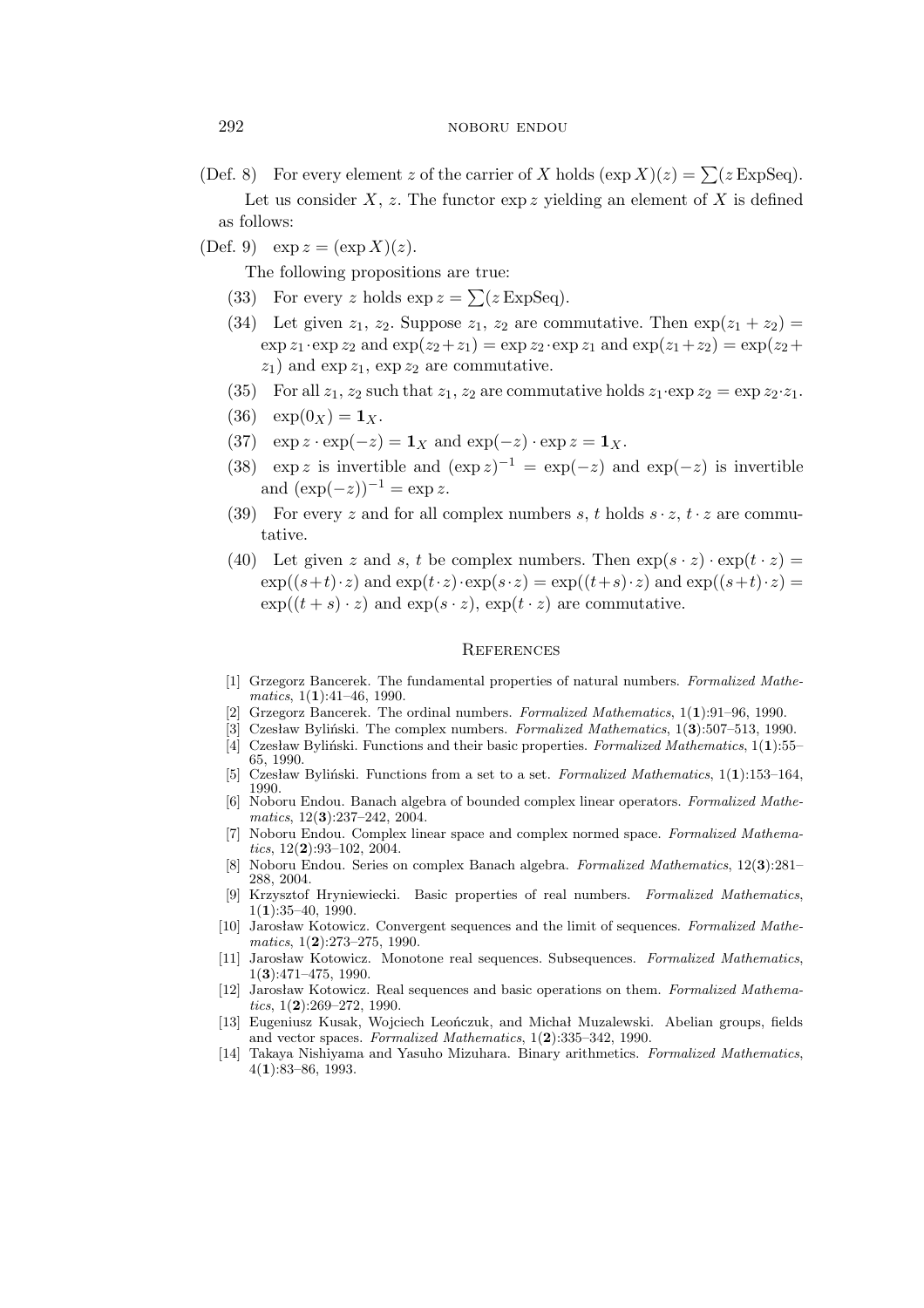(Def. 8) For every element $z$ of the carrier of $X$ holds $(\exp X)(z) = \sum(z \operatorname{ExpSeq})$.

Let us consider $X$, $z$. The functor $\exp z$ yielding an element of $X$ is defined as follows:

(Def. 9) $\exp z = (\exp X)(z)$.

The following propositions are true:

(33) For every $z$ holds $\exp z = \sum(z \operatorname{ExpSeq})$.

(34) Let given $z_1$, $z_2$. Suppose $z_1$, $z_2$ are commutative. Then $\exp(z_1 + z_2) = \exp z_1 \cdot \exp z_2$ and $\exp(z_2 + z_1) = \exp z_2 \cdot \exp z_1$ and $\exp(z_1 + z_2) = \exp(z_2 + z_1)$ and $\exp z_1$, $\exp z_2$ are commutative.

(35) For all $z_1$, $z_2$ such that $z_1$, $z_2$ are commutative holds $z_1 \cdot \exp z_2 = \exp z_2 \cdot z_1$.

(36) $\exp(0_X) = \mathbf{1}_X$.

(37) $\exp z \cdot \exp(-z) = \mathbf{1}_X$ and $\exp(-z) \cdot \exp z = \mathbf{1}_X$.

(38) $\exp z$ is invertible and $(\exp z)^{-1} = \exp(-z)$ and $\exp(-z)$ is invertible and $(\exp(-z))^{-1} = \exp z$.

(39) For every $z$ and for all complex numbers $s$, $t$ holds $s \cdot z$, $t \cdot z$ are commutative.

(40) Let given $z$ and $s$, $t$ be complex numbers. Then $\exp(s \cdot z) \cdot \exp(t \cdot z) = \exp((s+t) \cdot z)$ and $\exp(t \cdot z) \cdot \exp(s \cdot z) = \exp((t+s) \cdot z)$ and $\exp((s+t) \cdot z) = \exp((t+s) \cdot z)$ and $\exp(s \cdot z)$, $\exp(t \cdot z)$ are commutative.

## References

[1] Grzegorz Bancerek. The fundamental properties of natural numbers. *Formalized Mathematics*, 1(**1**):41–46, 1990.

[2] Grzegorz Bancerek. The ordinal numbers. *Formalized Mathematics*, 1(**1**):91–96, 1990.

[3] Czesław Byliński. The complex numbers. *Formalized Mathematics*, 1(**3**):507–513, 1990.

[4] Czesław Byliński. Functions and their basic properties. *Formalized Mathematics*, 1(**1**):55–65, 1990.

[5] Czesław Byliński. Functions from a set to a set. *Formalized Mathematics*, 1(**1**):153–164, 1990.

[6] Noboru Endou. Banach algebra of bounded complex linear operators. *Formalized Mathematics*, 12(**3**):237–242, 2004.

[7] Noboru Endou. Complex linear space and complex normed space. *Formalized Mathematics*, 12(**2**):93–102, 2004.

[8] Noboru Endou. Series on complex Banach algebra. *Formalized Mathematics*, 12(**3**):281–288, 2004.

[9] Krzysztof Hryniewiecki. Basic properties of real numbers. *Formalized Mathematics*, 1(**1**):35–40, 1990.

[10] Jarosław Kotowicz. Convergent sequences and the limit of sequences. *Formalized Mathematics*, 1(**2**):273–275, 1990.

[11] Jarosław Kotowicz. Monotone real sequences. Subsequences. *Formalized Mathematics*, 1(**3**):471–475, 1990.

[12] Jarosław Kotowicz. Real sequences and basic operations on them. *Formalized Mathematics*, 1(**2**):269–272, 1990.

[13] Eugeniusz Kusak, Wojciech Leończuk, and Michał Muzalewski. Abelian groups, fields and vector spaces. *Formalized Mathematics*, 1(**2**):335–342, 1990.

[14] Takaya Nishiyama and Yasuho Mizuhara. Binary arithmetics. *Formalized Mathematics*, 4(**1**):83–86, 1993.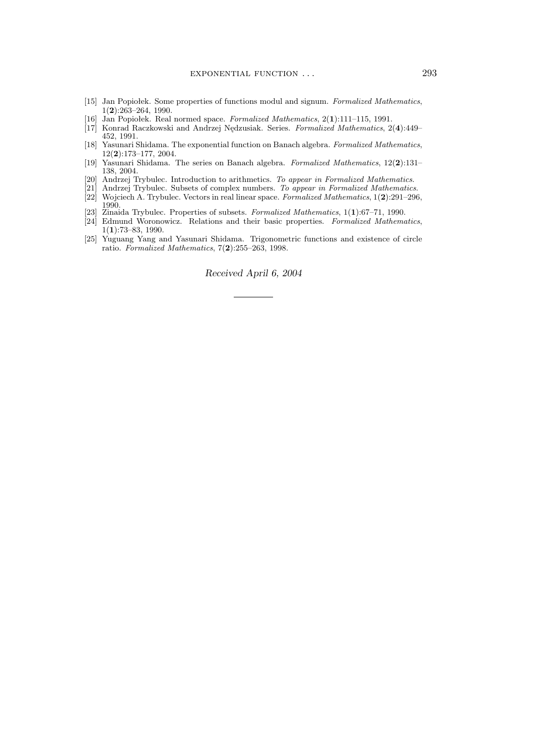[15] Jan Popiołek. Some properties of functions modul and signum. *Formalized Mathematics*, 1(**2**):263–264, 1990.

[16] Jan Popiołek. Real normed space. *Formalized Mathematics*, 2(**1**):111–115, 1991.

[17] Konrad Raczkowski and Andrzej Nędzusiak. Series. *Formalized Mathematics*, 2(**4**):449–452, 1991.

[18] Yasunari Shidama. The exponential function on Banach algebra. *Formalized Mathematics*, 12(**2**):173–177, 2004.

[19] Yasunari Shidama. The series on Banach algebra. *Formalized Mathematics*, 12(**2**):131–138, 2004.

[20] Andrzej Trybulec. Introduction to arithmetics. *To appear in Formalized Mathematics*.

[21] Andrzej Trybulec. Subsets of complex numbers. *To appear in Formalized Mathematics*.

[22] Wojciech A. Trybulec. Vectors in real linear space. *Formalized Mathematics*, 1(**2**):291–296, 1990.

[23] Zinaida Trybulec. Properties of subsets. *Formalized Mathematics*, 1(**1**):67–71, 1990.

[24] Edmund Woronowicz. Relations and their basic properties. *Formalized Mathematics*, 1(**1**):73–83, 1990.

[25] Yuguang Yang and Yasunari Shidama. Trigonometric functions and existence of circle ratio. *Formalized Mathematics*, 7(**2**):255–263, 1998.

*Received April 6, 2004*